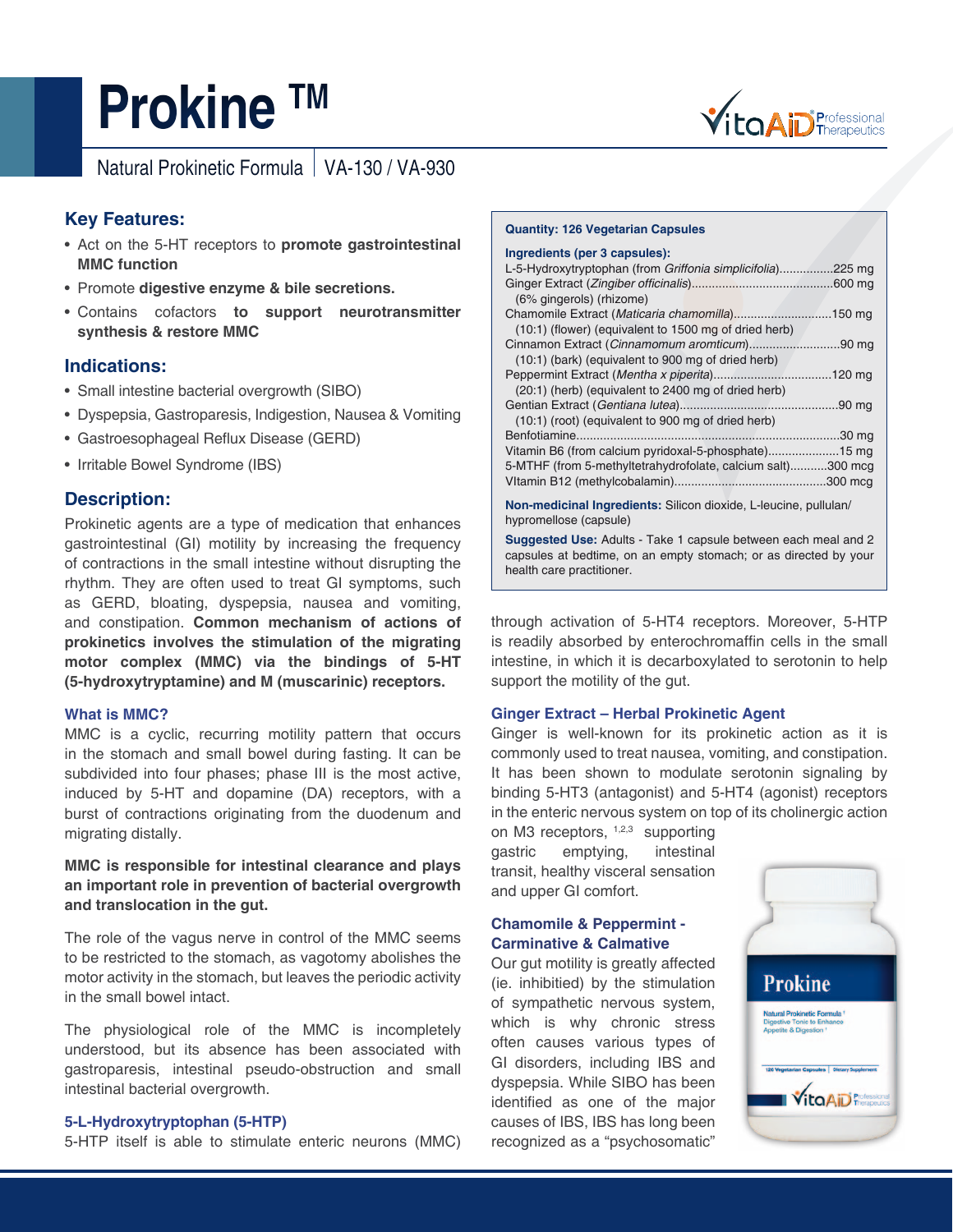# Prokine ™

Natural Prokinetic Formula | VA-130 / VA-930

## Key Features:

- Act on the 5-HT receptors to **promote gastrointestinal MMC function**
- Promote **digestive enzyme & bile secretions.**
- Contains cofactors **to support neurotransmitter synthesis & restore MMC**

## Indications:

- Small intestine bacterial overgrowth (SIBO)
- Dyspepsia, Gastroparesis, Indigestion, Nausea & Vomiting
- Gastroesophageal Reflux Disease (GERD)
- Irritable Bowel Syndrome (IBS)

## Description:

Prokinetic agents are a type of medication that enhances gastrointestinal (GI) motility by increasing the frequency of contractions in the small intestine without disrupting the rhythm. They are often used to treat GI symptoms, such as GERD, bloating, dyspepsia, nausea and vomiting, and constipation. **Common mechanism of actions of prokinetics involves the stimulation of the migrating motor complex (MMC) via the bindings of 5-HT (5-hydroxytryptamine) and M (muscarinic) receptors.**

### What is MMC?

MMC is a cyclic, recurring motility pattern that occurs in the stomach and small bowel during fasting. It can be subdivided into four phases; phase III is the most active, induced by 5-HT and dopamine (DA) receptors, with a burst of contractions originating from the duodenum and migrating distally.

**MMC is responsible for intestinal clearance and plays an important role in prevention of bacterial overgrowth and translocation in the gut.**

The role of the vagus nerve in control of the MMC seems to be restricted to the stomach, as vagotomy abolishes the motor activity in the stomach, but leaves the periodic activity in the small bowel intact.

The physiological role of the MMC is incompletely understood, but its absence has been associated with gastroparesis, intestinal pseudo-obstruction and small intestinal bacterial overgrowth.

### 5-L-Hydroxytryptophan (5-HTP)

5-HTP itself is able to stimulate enteric neurons (MMC) through activation of 5-HT4 receptors. Moreover, 5-HTP is readily absorbed by enterochromaffin cells in the small intestine, in which it is decarboxylated to serotonin to help support the motility of the gut.

**Quantity: 126 Vegetarian Capsules**

**Ingredients (per 3 capsules):**

| Ingredient | Amount |
|---|---|
| L-5-Hydroxytryptophan (from *Griffonia simplicifolia*) | 225 mg |
| Ginger Extract (*Zingiber officinalis*) (6% gingerols) (rhizome) | 600 mg |
| Chamomile Extract (*Maticaria chamomilla*) (10:1) (flower) (equivalent to 1500 mg of dried herb) | 150 mg |
| Cinnamon Extract (*Cinnamomum aromticum*) (10:1) (bark) (equivalent to 900 mg of dried herb) | 90 mg |
| Peppermint Extract (*Mentha x piperita*) (20:1) (herb) (equivalent to 2400 mg of dried herb) | 120 mg |
| Gentian Extract (*Gentiana lutea*) (10:1) (root) (equivalent to 900 mg of dried herb) | 90 mg |
| Benfotiamine | 30 mg |
| Vitamin B6 (from calcium pyridoxal-5-phosphate) | 15 mg |
| 5-MTHF (from 5-methyltetrahydrofolate, calcium salt) | 300 mcg |
| VItamin B12 (methylcobalamin) | 300 mcg |

**Non-medicinal Ingredients:** Silicon dioxide, L-leucine, pullulan/ hypromellose (capsule)

**Suggested Use:** Adults - Take 1 capsule between each meal and 2 capsules at bedtime, on an empty stomach; or as directed by your health care practitioner.

### Ginger Extract – Herbal Prokinetic Agent

Ginger is well-known for its prokinetic action as it is commonly used to treat nausea, vomiting, and constipation. It has been shown to modulate serotonin signaling by binding 5-HT3 (antagonist) and 5-HT4 (agonist) receptors in the enteric nervous system on top of its cholinergic action on M3 receptors,[1,2,3] supporting gastric emptying, intestinal transit, healthy visceral sensation and upper GI comfort.

### Chamomile & Peppermint - Carminative & Calmative

Our gut motility is greatly affected (ie. inhibitied) by the stimulation of sympathetic nervous system, which is why chronic stress often causes various types of GI disorders, including IBS and dyspepsia. While SIBO has been identified as one of the major causes of IBS, IBS has long been recognized as a "psychosomatic"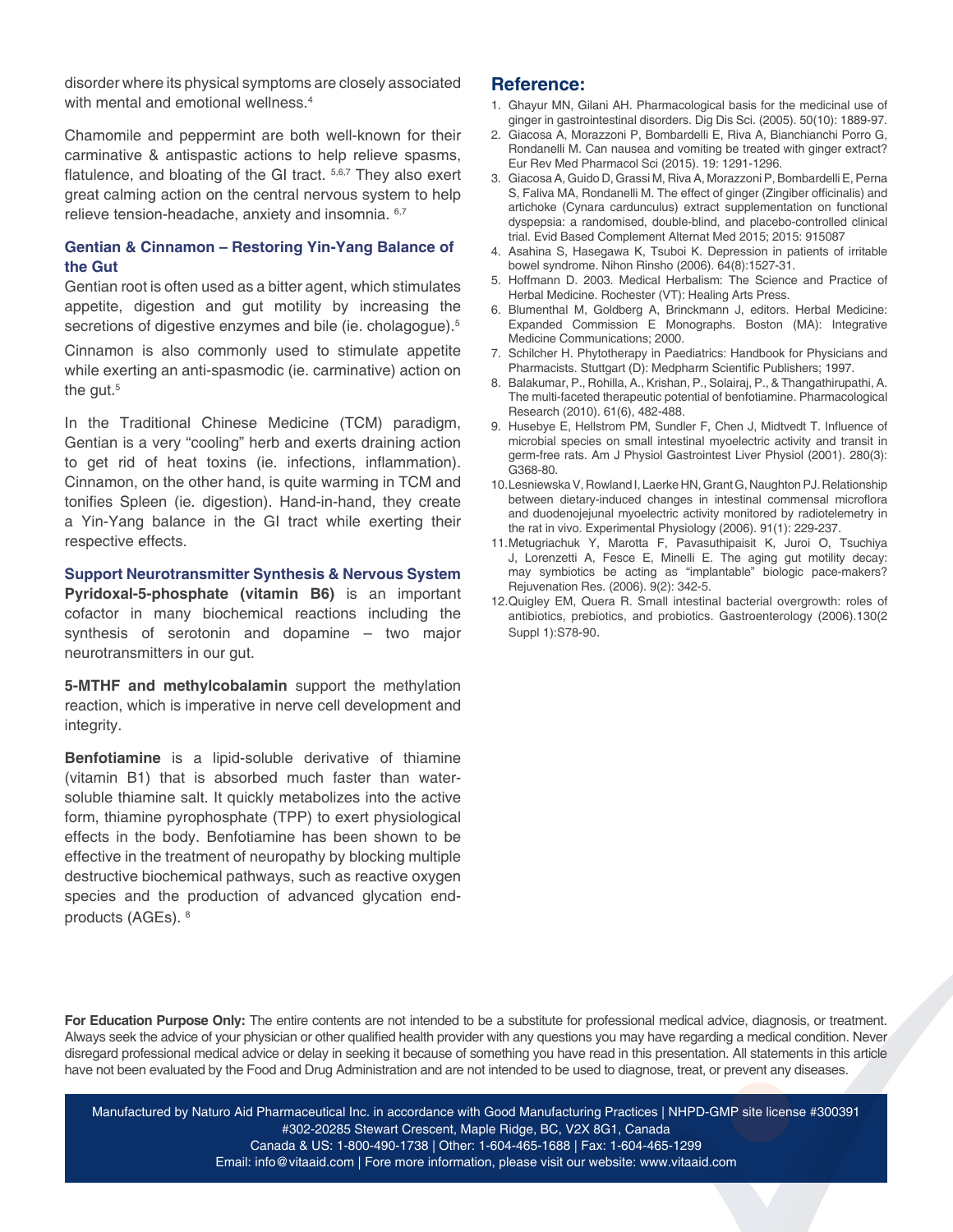disorder where its physical symptoms are closely associated with mental and emotional wellness.[4]

Chamomile and peppermint are both well-known for their carminative & antispastic actions to help relieve spasms, flatulence, and bloating of the GI tract.[5,6,7] They also exert great calming action on the central nervous system to help relieve tension-headache, anxiety and insomnia.[6,7]

### Gentian & Cinnamon – Restoring Yin-Yang Balance of the Gut

Gentian root is often used as a bitter agent, which stimulates appetite, digestion and gut motility by increasing the secretions of digestive enzymes and bile (ie. chologogue).[5]

Cinnamon is also commonly used to stimulate appetite while exerting an anti-spasmodic (ie. carminative) action on the gut.[5]

In the Traditional Chinese Medicine (TCM) paradigm, Gentian is a very "cooling" herb and exerts draining action to get rid of heat toxins (ie. infections, inflammation). Cinnamon, on the other hand, is quite warming in TCM and tonifies Spleen (ie. digestion). Hand-in-hand, they create a Yin-Yang balance in the GI tract while exerting their respective effects.

### Support Neurotransmitter Synthesis & Nervous System

**Pyridoxal-5-phosphate (vitamin B6)** is an important cofactor in many biochemical reactions including the synthesis of serotonin and dopamine – two major neurotransmitters in our gut.

**5-MTHF and methylcobalamin** support the methylation reaction, which is imperative in nerve cell development and integrity.

**Benfotiamine** is a lipid-soluble derivative of thiamine (vitamin B1) that is absorbed much faster than water-soluble thiamine salt. It quickly metabolizes into the active form, thiamine pyrophosphate (TPP) to exert physiological effects in the body. Benfotiamine has been shown to be effective in the treatment of neuropathy by blocking multiple destructive biochemical pathways, such as reactive oxygen species and the production of advanced glycation end-products (AGEs).[8]

## Reference:

1. Ghayur MN, Gilani AH. Pharmacological basis for the medicinal use of ginger in gastrointestinal disorders. Dig Dis Sci. (2005). 50(10): 1889-97.
2. Giacosa A, Morazzoni P, Bombardelli E, Riva A, Bianchianchi Porro G, Rondanelli M. Can nausea and vomiting be treated with ginger extract? Eur Rev Med Pharmacol Sci (2015). 19: 1291-1296.
3. Giacosa A, Guido D, Grassi M, Riva A, Morazzoni P, Bombardelli E, Perna S, Faliva MA, Rondanelli M. The effect of ginger (Zingiber officinalis) and artichoke (Cynara cardunculus) extract supplementation on functional dyspepsia: a randomised, double-blind, and placebo-controlled clinical trial. Evid Based Complement Alternat Med 2015; 2015: 915087
4. Asahina S, Hasegawa K, Tsuboi K. Depression in patients of irritable bowel syndrome. Nihon Rinsho (2006). 64(8):1527-31.
5. Hoffmann D. 2003. Medical Herbalism: The Science and Practice of Herbal Medicine. Rochester (VT): Healing Arts Press.
6. Blumenthal M, Goldberg A, Brinckmann J, editors. Herbal Medicine: Expanded Commission E Monographs. Boston (MA): Integrative Medicine Communications; 2000.
7. Schilcher H. Phytotherapy in Paediatrics: Handbook for Physicians and Pharmacists. Stuttgart (D): Medpharm Scientific Publishers; 1997.
8. Balakumar, P., Rohilla, A., Krishan, P., Solairaj, P., & Thangathirupathi, A. The multi-faceted therapeutic potential of benfotiamine. Pharmacological Research (2010). 61(6), 482-488.
9. Husebye E, Hellstrom PM, Sundler F, Chen J, Midtvedt T. Influence of microbial species on small intestinal myoelectric activity and transit in germ-free rats. Am J Physiol Gastrointest Liver Physiol (2001). 280(3): G368-80.
10. Lesniewska V, Rowland I, Laerke HN, Grant G, Naughton PJ. Relationship between dietary-induced changes in intestinal commensal microflora and duodenojejunal myoelectric activity monitored by radiotelemetry in the rat in vivo. Experimental Physiology (2006). 91(1): 229-237.
11. Metugriachuk Y, Marotta F, Pavasuthipaisit K, Juroi O, Tsuchiya J, Lorenzetti A, Fesce E, Minelli E. The aging gut motility decay: may symbiotics be acting as "implantable" biologic pace-makers? Rejuvenation Res. (2006). 9(2): 342-5.
12. Quigley EM, Quera R. Small intestinal bacterial overgrowth: roles of antibiotics, prebiotics, and probiotics. Gastroenterology (2006).130(2 Suppl 1):S78-90.

**For Education Purpose Only:** The entire contents are not intended to be a substitute for professional medical advice, diagnosis, or treatment. Always seek the advice of your physician or other qualified health provider with any questions you may have regarding a medical condition. Never disregard professional medical advice or delay in seeking it because of something you have read in this presentation. All statements in this article have not been evaluated by the Food and Drug Administration and are not intended to be used to diagnose, treat, or prevent any diseases.

Manufactured by Naturo Aid Pharmaceutical Inc. in accordance with Good Manufacturing Practices | NHPD-GMP site license #300391
#302-20285 Stewart Crescent, Maple Ridge, BC, V2X 8G1, Canada
Canada & US: 1-800-490-1738 | Other: 1-604-465-1688 | Fax: 1-604-465-1299
Email: info@vitaaid.com | Fore more information, please visit our website: www.vitaaid.com